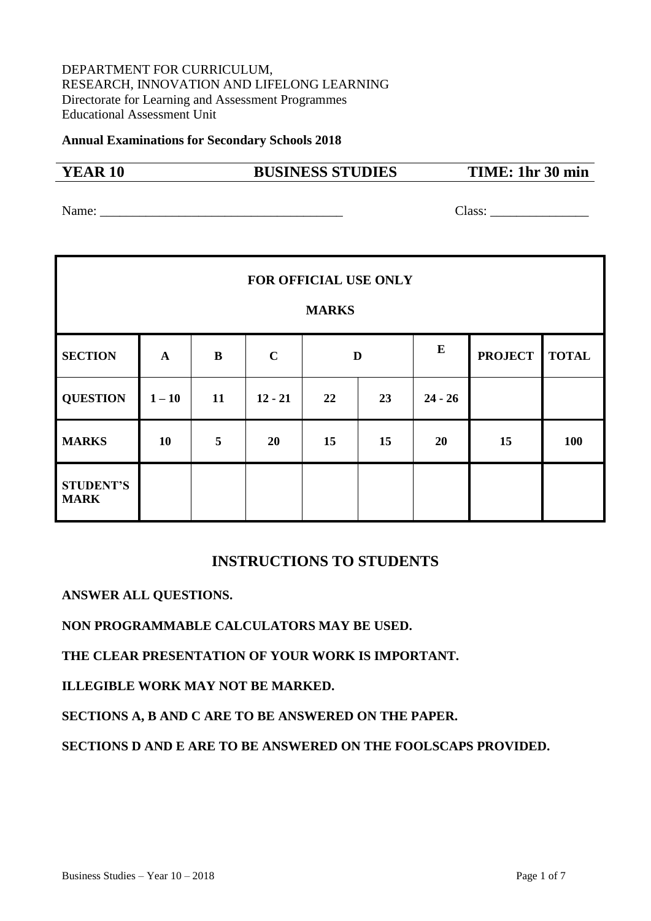DEPARTMENT FOR CURRICULUM,
RESEARCH, INNOVATION AND LIFELONG LEARNING
Directorate for Learning and Assessment Programmes
Educational Assessment Unit

**Annual Examinations for Secondary Schools 2018**

| **YEAR 10** | **BUSINESS STUDIES** | **TIME: 1hr 30 min** |
|---|---|---|

Name: _____________________________________ Class: _______________

| **FOR OFFICIAL USE ONLY** <br> **MARKS** | | | | | | | | |
|---|---|---|---|---|---|---|---|---|
| **SECTION** | **A** | **B** | **C** | **D** | | **E** | **PROJECT** | **TOTAL** |
| **QUESTION** | **1 – 10** | **11** | **12 - 21** | **22** | **23** | **24 - 26** | | |
| **MARKS** | **10** | **5** | **20** | **15** | **15** | **20** | **15** | **100** |
| **STUDENT'S MARK** | | | | | | | | |

## INSTRUCTIONS TO STUDENTS

**ANSWER ALL QUESTIONS.**

**NON PROGRAMMABLE CALCULATORS MAY BE USED.**

**THE CLEAR PRESENTATION OF YOUR WORK IS IMPORTANT.**

**ILLEGIBLE WORK MAY NOT BE MARKED.**

**SECTIONS A, B AND C ARE TO BE ANSWERED ON THE PAPER.**

**SECTIONS D AND E ARE TO BE ANSWERED ON THE FOOLSCAPS PROVIDED.**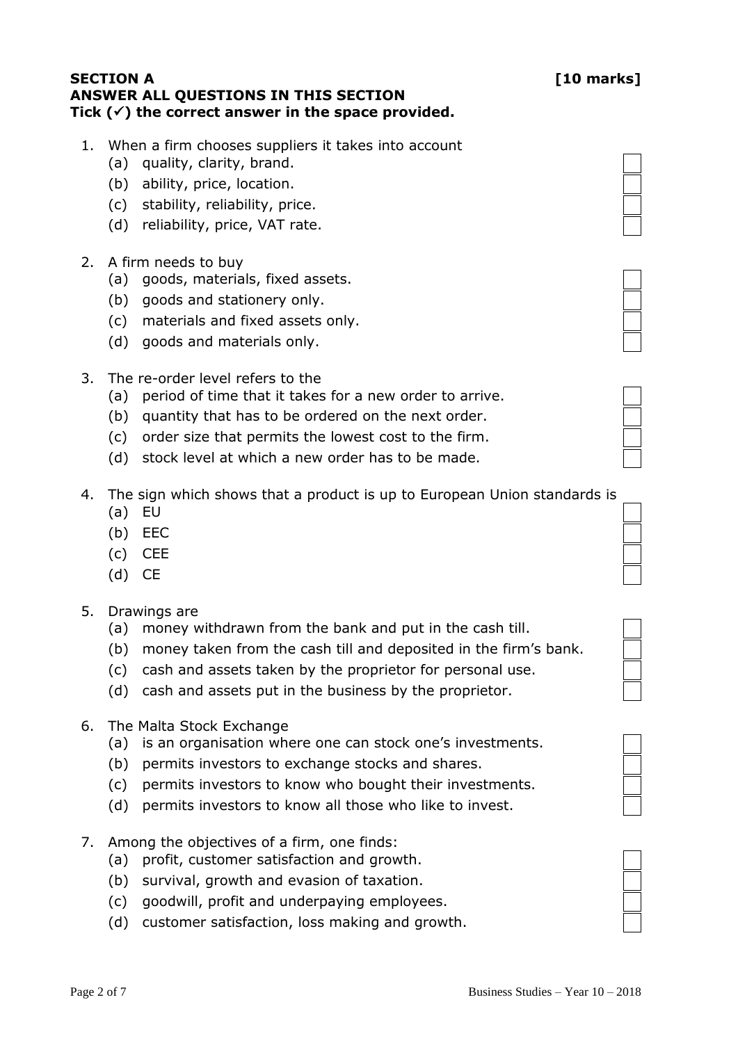**SECTION A** **[10 marks]**
**ANSWER ALL QUESTIONS IN THIS SECTION**
**Tick (✓) the correct answer in the space provided.**

1. When a firm chooses suppliers it takes into account
   - (a) quality, clarity, brand.
   - (b) ability, price, location.
   - (c) stability, reliability, price.
   - (d) reliability, price, VAT rate.

2. A firm needs to buy
   - (a) goods, materials, fixed assets.
   - (b) goods and stationery only.
   - (c) materials and fixed assets only.
   - (d) goods and materials only.

3. The re-order level refers to the
   - (a) period of time that it takes for a new order to arrive.
   - (b) quantity that has to be ordered on the next order.
   - (c) order size that permits the lowest cost to the firm.
   - (d) stock level at which a new order has to be made.

4. The sign which shows that a product is up to European Union standards is
   - (a) EU
   - (b) EEC
   - (c) CEE
   - (d) CE

5. Drawings are
   - (a) money withdrawn from the bank and put in the cash till.
   - (b) money taken from the cash till and deposited in the firm's bank.
   - (c) cash and assets taken by the proprietor for personal use.
   - (d) cash and assets put in the business by the proprietor.

6. The Malta Stock Exchange
   - (a) is an organisation where one can stock one's investments.
   - (b) permits investors to exchange stocks and shares.
   - (c) permits investors to know who bought their investments.
   - (d) permits investors to know all those who like to invest.

7. Among the objectives of a firm, one finds:
   - (a) profit, customer satisfaction and growth.
   - (b) survival, growth and evasion of taxation.
   - (c) goodwill, profit and underpaying employees.
   - (d) customer satisfaction, loss making and growth.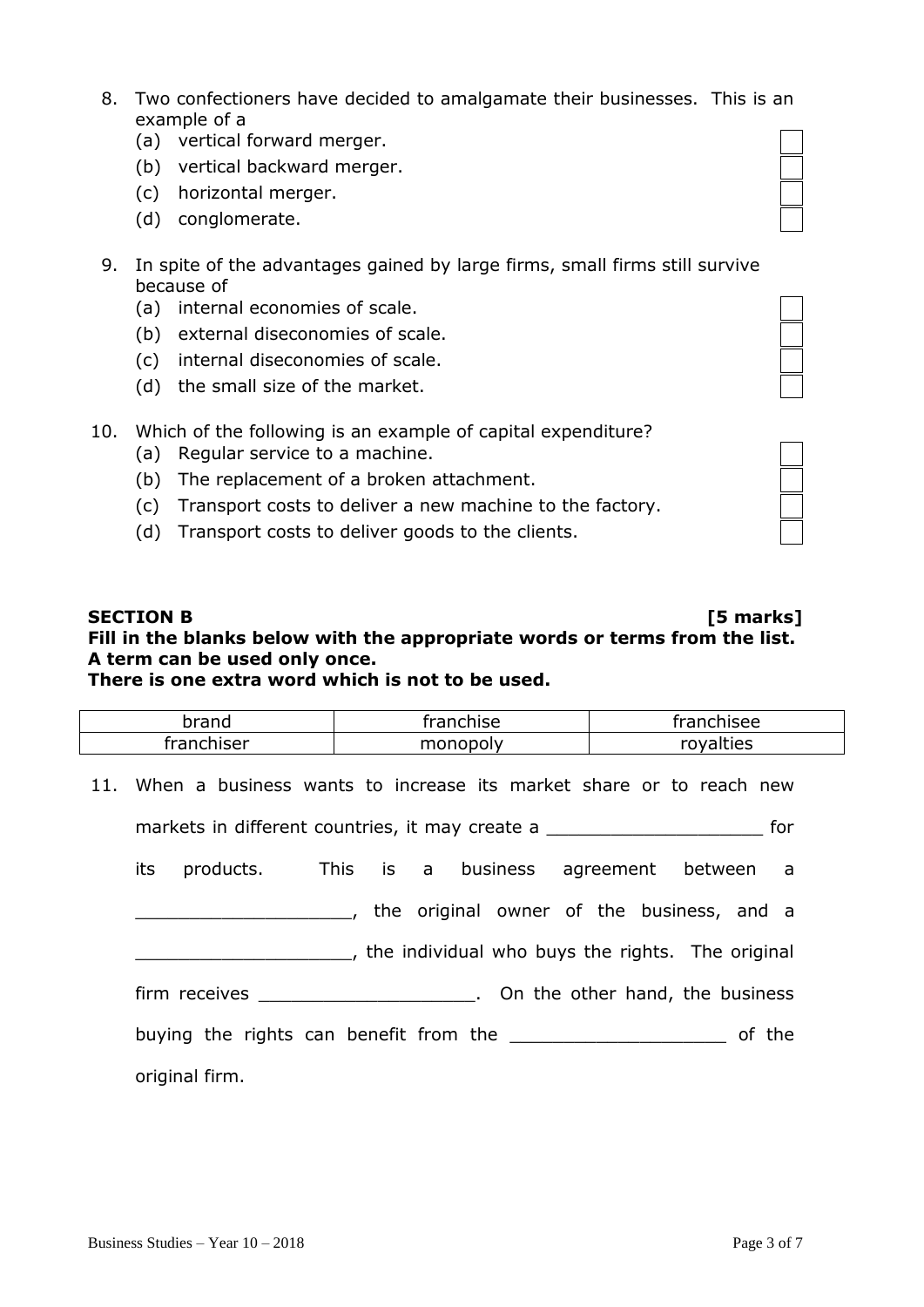8. Two confectioners have decided to amalgamate their businesses. This is an example of a
   (a) vertical forward merger.
   (b) vertical backward merger.
   (c) horizontal merger.
   (d) conglomerate.

9. In spite of the advantages gained by large firms, small firms still survive because of
   (a) internal economies of scale.
   (b) external diseconomies of scale.
   (c) internal diseconomies of scale.
   (d) the small size of the market.

10. Which of the following is an example of capital expenditure?
   (a) Regular service to a machine.
   (b) The replacement of a broken attachment.
   (c) Transport costs to deliver a new machine to the factory.
   (d) Transport costs to deliver goods to the clients.

**SECTION B** **[5 marks]**

**Fill in the blanks below with the appropriate words or terms from the list. A term can be used only once.**
**There is one extra word which is not to be used.**

| brand | franchise | franchisee |
|---|---|---|
| franchiser | monopoly | royalties |

11. When a business wants to increase its market share or to reach new markets in different countries, it may create a ____________________ for its products. This is a business agreement between a ____________________, the original owner of the business, and a ____________________, the individual who buys the rights. The original firm receives ____________________. On the other hand, the business buying the rights can benefit from the ____________________ of the original firm.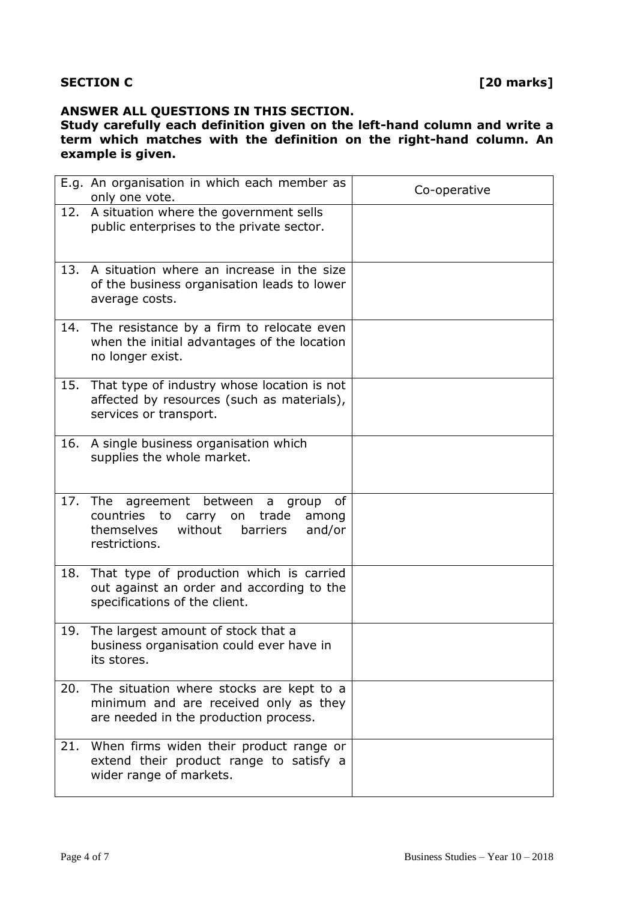**SECTION C** **[20 marks]**

**ANSWER ALL QUESTIONS IN THIS SECTION.**
**Study carefully each definition given on the left-hand column and write a term which matches with the definition on the right-hand column. An example is given.**

| | |
|---|---|
| E.g. An organisation in which each member as only one vote. | Co-operative |
| 12. A situation where the government sells public enterprises to the private sector. | |
| 13. A situation where an increase in the size of the business organisation leads to lower average costs. | |
| 14. The resistance by a firm to relocate even when the initial advantages of the location no longer exist. | |
| 15. That type of industry whose location is not affected by resources (such as materials), services or transport. | |
| 16. A single business organisation which supplies the whole market. | |
| 17. The agreement between a group of countries to carry on trade among themselves without barriers and/or restrictions. | |
| 18. That type of production which is carried out against an order and according to the specifications of the client. | |
| 19. The largest amount of stock that a business organisation could ever have in its stores. | |
| 20. The situation where stocks are kept to a minimum and are received only as they are needed in the production process. | |
| 21. When firms widen their product range or extend their product range to satisfy a wider range of markets. | |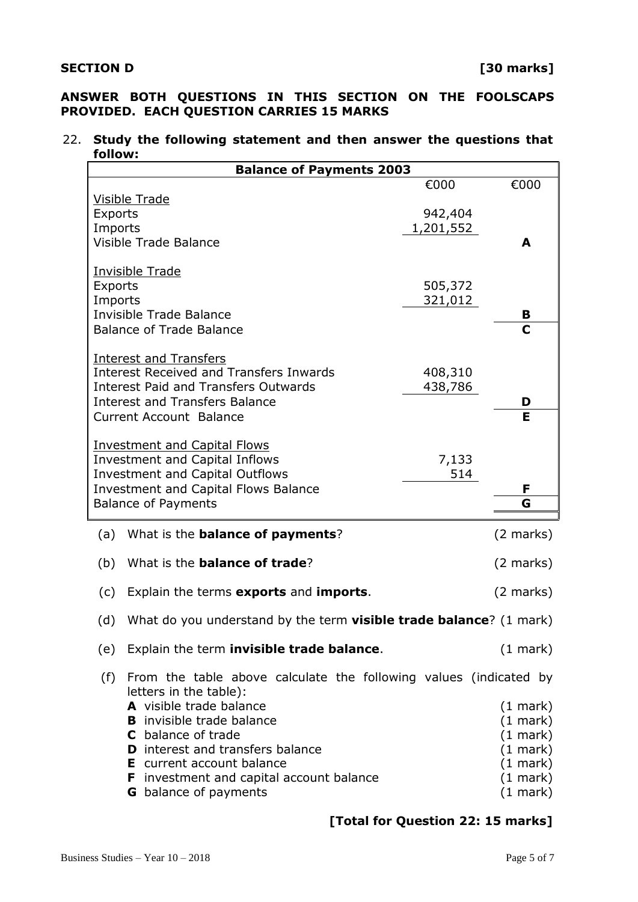**SECTION D** **[30 marks]**

**ANSWER BOTH QUESTIONS IN THIS SECTION ON THE FOOLSCAPS PROVIDED. EACH QUESTION CARRIES 15 MARKS**

22. **Study the following statement and then answer the questions that follow:**

| **Balance of Payments 2003** | | |
|---|---|---|
| | €000 | €000 |
| Visible Trade | | |
| Exports | 942,404 | |
| Imports | 1,201,552 | |
| Visible Trade Balance | | **A** |
| Invisible Trade | | |
| Exports | 505,372 | |
| Imports | 321,012 | |
| Invisible Trade Balance | | **B** |
| Balance of Trade Balance | | **C** |
| Interest and Transfers | | |
| Interest Received and Transfers Inwards | 408,310 | |
| Interest Paid and Transfers Outwards | 438,786 | |
| Interest and Transfers Balance | | **D** |
| Current Account Balance | | **E** |
| Investment and Capital Flows | | |
| Investment and Capital Inflows | 7,133 | |
| Investment and Capital Outflows | 514 | |
| Investment and Capital Flows Balance | | **F** |
| Balance of Payments | | **G** |

(a) What is the **balance of payments**? (2 marks)

(b) What is the **balance of trade**? (2 marks)

(c) Explain the terms **exports** and **imports**. (2 marks)

(d) What do you understand by the term **visible trade balance**? (1 mark)

(e) Explain the term **invisible trade balance**. (1 mark)

(f) From the table above calculate the following values (indicated by letters in the table):

- **A** visible trade balance (1 mark)
- **B** invisible trade balance (1 mark)
- **C** balance of trade (1 mark)
- **D** interest and transfers balance (1 mark)
- **E** current account balance (1 mark)
- **F** investment and capital account balance (1 mark)
- **G** balance of payments (1 mark)

**[Total for Question 22: 15 marks]**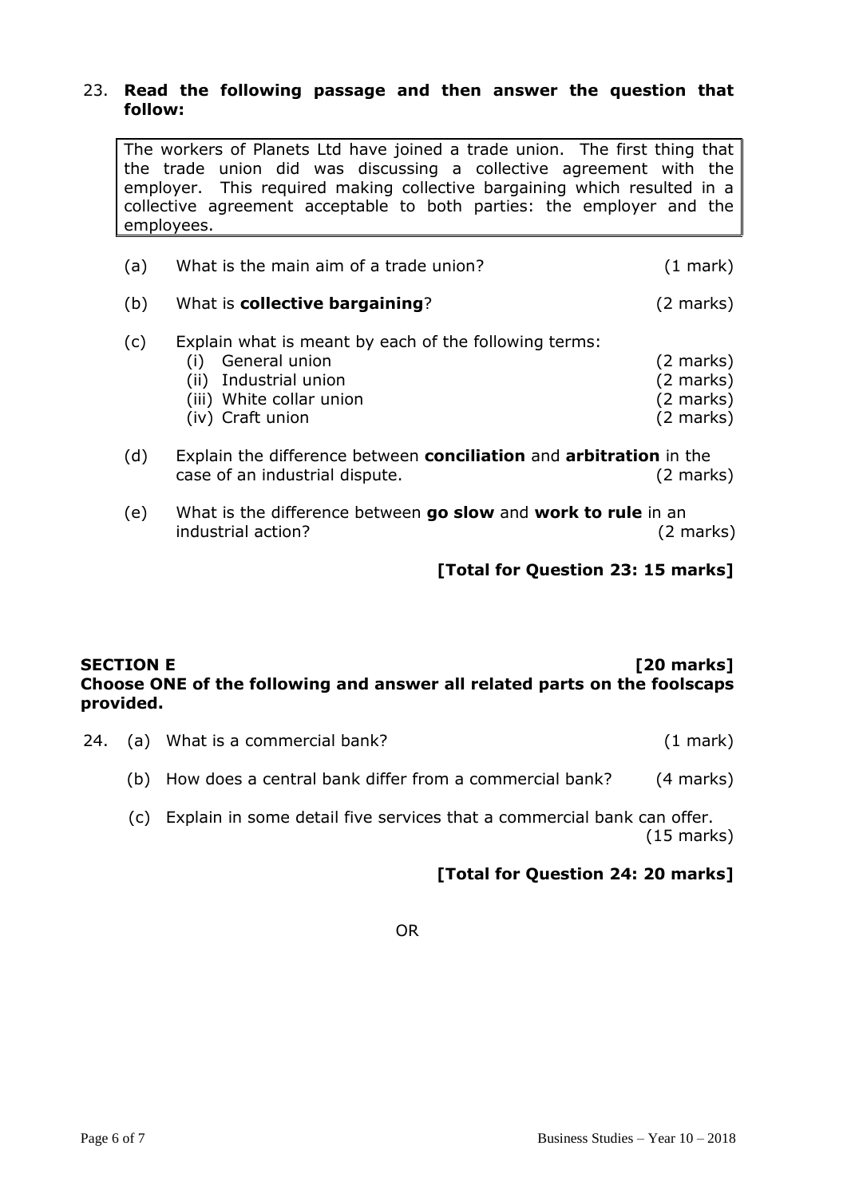23. **Read the following passage and then answer the question that follow:**

> The workers of Planets Ltd have joined a trade union. The first thing that the trade union did was discussing a collective agreement with the employer. This required making collective bargaining which resulted in a collective agreement acceptable to both parties: the employer and the employees.

(a) What is the main aim of a trade union? (1 mark)

(b) What is **collective bargaining**? (2 marks)

(c) Explain what is meant by each of the following terms:
  (i) General union (2 marks)
  (ii) Industrial union (2 marks)
  (iii) White collar union (2 marks)
  (iv) Craft union (2 marks)

(d) Explain the difference between **conciliation** and **arbitration** in the case of an industrial dispute. (2 marks)

(e) What is the difference between **go slow** and **work to rule** in an industrial action? (2 marks)

**[Total for Question 23: 15 marks]**

## SECTION E [20 marks]

**Choose ONE of the following and answer all related parts on the foolscaps provided.**

24. (a) What is a commercial bank? (1 mark)

(b) How does a central bank differ from a commercial bank? (4 marks)

(c) Explain in some detail five services that a commercial bank can offer. (15 marks)

**[Total for Question 24: 20 marks]**

OR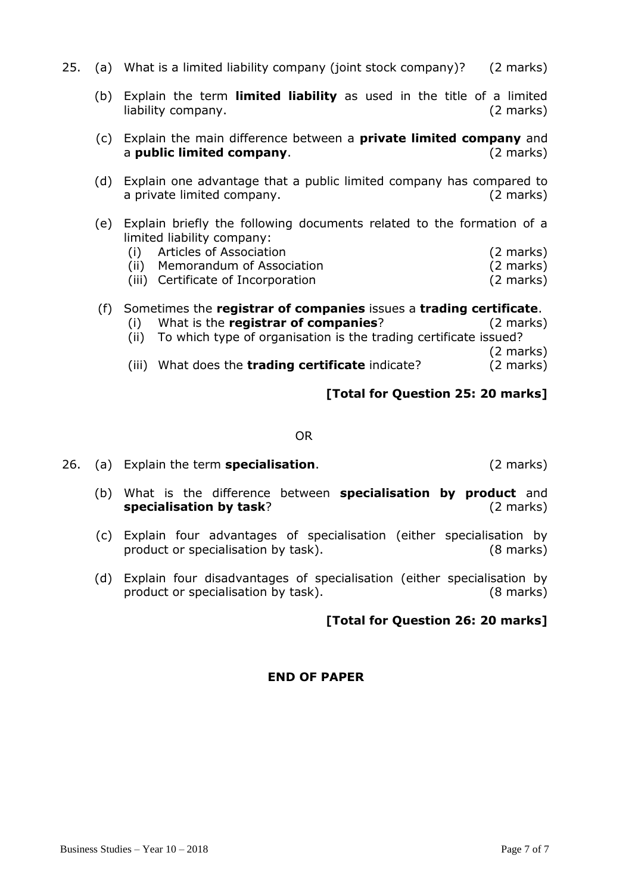25. (a) What is a limited liability company (joint stock company)? (2 marks)

    (b) Explain the term **limited liability** as used in the title of a limited liability company. (2 marks)

    (c) Explain the main difference between a **private limited company** and a **public limited company**. (2 marks)

    (d) Explain one advantage that a public limited company has compared to a private limited company. (2 marks)

    (e) Explain briefly the following documents related to the formation of a limited liability company:
    
    (i) Articles of Association (2 marks)
    
    (ii) Memorandum of Association (2 marks)
    
    (iii) Certificate of Incorporation (2 marks)

    (f) Sometimes the **registrar of companies** issues a **trading certificate**.
    
    (i) What is the **registrar of companies**? (2 marks)
    
    (ii) To which type of organisation is the trading certificate issued? (2 marks)
    
    (iii) What does the **trading certificate** indicate? (2 marks)

**[Total for Question 25: 20 marks]**

OR

26. (a) Explain the term **specialisation**. (2 marks)

    (b) What is the difference between **specialisation by product** and **specialisation by task**? (2 marks)

    (c) Explain four advantages of specialisation (either specialisation by product or specialisation by task). (8 marks)

    (d) Explain four disadvantages of specialisation (either specialisation by product or specialisation by task). (8 marks)

**[Total for Question 26: 20 marks]**

**END OF PAPER**